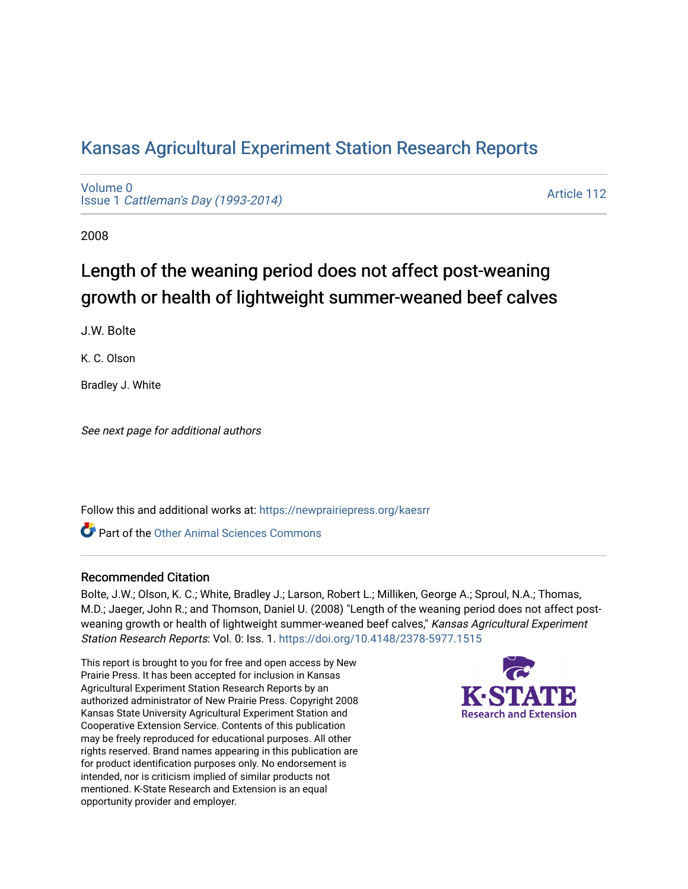# Kansas Agricultural Experiment Station Research Reports

Volume 0
Issue 1 *Cattleman's Day (1993-2014)*

Article 112

2008

## Length of the weaning period does not affect post-weaning growth or health of lightweight summer-weaned beef calves

J.W. Bolte

K. C. Olson

Bradley J. White

*See next page for additional authors*

Follow this and additional works at: https://newprairiepress.org/kaesrr

Part of the Other Animal Sciences Commons

### Recommended Citation

Bolte, J.W.; Olson, K. C.; White, Bradley J.; Larson, Robert L.; Milliken, George A.; Sproul, N.A.; Thomas, M.D.; Jaeger, John R.; and Thomson, Daniel U. (2008) "Length of the weaning period does not affect post-weaning growth or health of lightweight summer-weaned beef calves," *Kansas Agricultural Experiment Station Research Reports*: Vol. 0: Iss. 1. https://doi.org/10.4148/2378-5977.1515

This report is brought to you for free and open access by New Prairie Press. It has been accepted for inclusion in Kansas Agricultural Experiment Station Research Reports by an authorized administrator of New Prairie Press. Copyright 2008 Kansas State University Agricultural Experiment Station and Cooperative Extension Service. Contents of this publication may be freely reproduced for educational purposes. All other rights reserved. Brand names appearing in this publication are for product identification purposes only. No endorsement is intended, nor is criticism implied of similar products not mentioned. K-State Research and Extension is an equal opportunity provider and employer.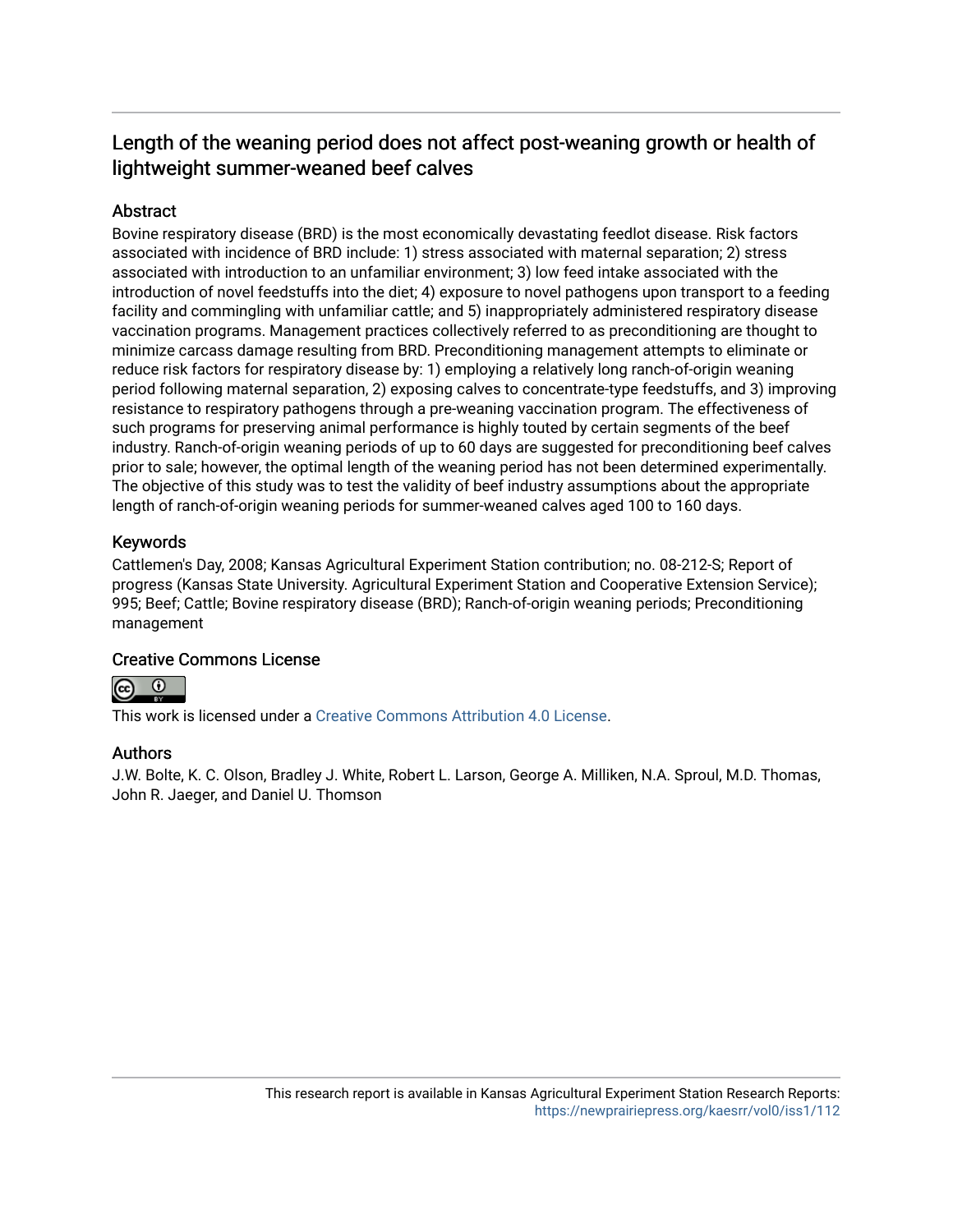## Length of the weaning period does not affect post-weaning growth or health of lightweight summer-weaned beef calves

### Abstract

Bovine respiratory disease (BRD) is the most economically devastating feedlot disease. Risk factors associated with incidence of BRD include: 1) stress associated with maternal separation; 2) stress associated with introduction to an unfamiliar environment; 3) low feed intake associated with the introduction of novel feedstuffs into the diet; 4) exposure to novel pathogens upon transport to a feeding facility and commingling with unfamiliar cattle; and 5) inappropriately administered respiratory disease vaccination programs. Management practices collectively referred to as preconditioning are thought to minimize carcass damage resulting from BRD. Preconditioning management attempts to eliminate or reduce risk factors for respiratory disease by: 1) employing a relatively long ranch-of-origin weaning period following maternal separation, 2) exposing calves to concentrate-type feedstuffs, and 3) improving resistance to respiratory pathogens through a pre-weaning vaccination program. The effectiveness of such programs for preserving animal performance is highly touted by certain segments of the beef industry. Ranch-of-origin weaning periods of up to 60 days are suggested for preconditioning beef calves prior to sale; however, the optimal length of the weaning period has not been determined experimentally. The objective of this study was to test the validity of beef industry assumptions about the appropriate length of ranch-of-origin weaning periods for summer-weaned calves aged 100 to 160 days.

### Keywords

Cattlemen's Day, 2008; Kansas Agricultural Experiment Station contribution; no. 08-212-S; Report of progress (Kansas State University. Agricultural Experiment Station and Cooperative Extension Service); 995; Beef; Cattle; Bovine respiratory disease (BRD); Ranch-of-origin weaning periods; Preconditioning management

### Creative Commons License

This work is licensed under a Creative Commons Attribution 4.0 License.

### Authors

J.W. Bolte, K. C. Olson, Bradley J. White, Robert L. Larson, George A. Milliken, N.A. Sproul, M.D. Thomas, John R. Jaeger, and Daniel U. Thomson

This research report is available in Kansas Agricultural Experiment Station Research Reports: https://newprairiepress.org/kaesrr/vol0/iss1/112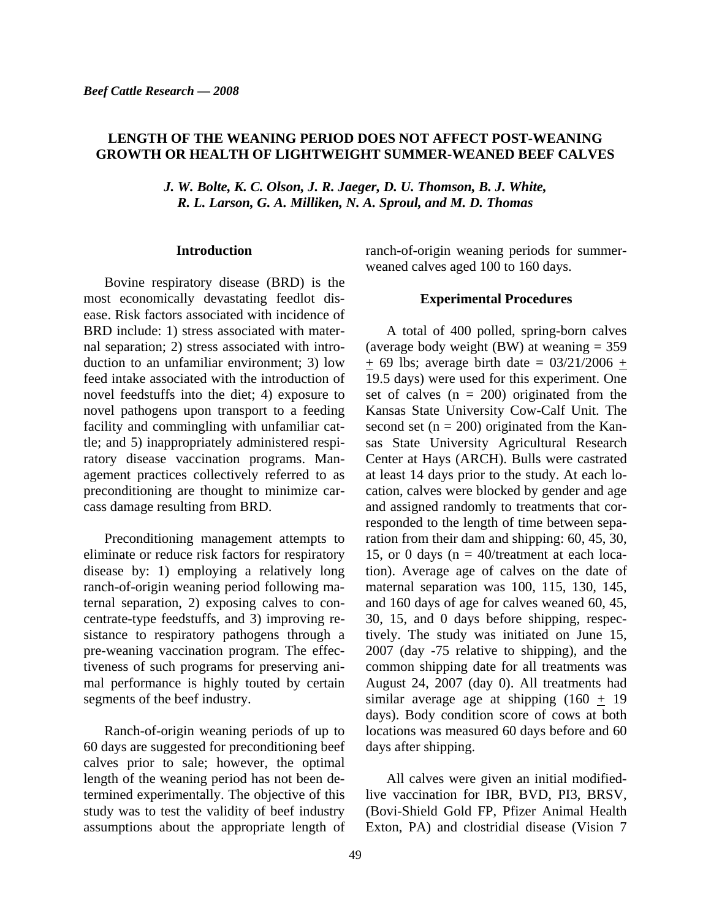# LENGTH OF THE WEANING PERIOD DOES NOT AFFECT POST-WEANING GROWTH OR HEALTH OF LIGHTWEIGHT SUMMER-WEANED BEEF CALVES

***J. W. Bolte, K. C. Olson, J. R. Jaeger, D. U. Thomson, B. J. White, R. L. Larson, G. A. Milliken, N. A. Sproul, and M. D. Thomas***

## Introduction

Bovine respiratory disease (BRD) is the most economically devastating feedlot disease. Risk factors associated with incidence of BRD include: 1) stress associated with maternal separation; 2) stress associated with introduction to an unfamiliar environment; 3) low feed intake associated with the introduction of novel feedstuffs into the diet; 4) exposure to novel pathogens upon transport to a feeding facility and commingling with unfamiliar cattle; and 5) inappropriately administered respiratory disease vaccination programs. Management practices collectively referred to as preconditioning are thought to minimize carcass damage resulting from BRD.

Preconditioning management attempts to eliminate or reduce risk factors for respiratory disease by: 1) employing a relatively long ranch-of-origin weaning period following maternal separation, 2) exposing calves to concentrate-type feedstuffs, and 3) improving resistance to respiratory pathogens through a pre-weaning vaccination program. The effectiveness of such programs for preserving animal performance is highly touted by certain segments of the beef industry.

Ranch-of-origin weaning periods of up to 60 days are suggested for preconditioning beef calves prior to sale; however, the optimal length of the weaning period has not been determined experimentally. The objective of this study was to test the validity of beef industry assumptions about the appropriate length of ranch-of-origin weaning periods for summer-weaned calves aged 100 to 160 days.

## Experimental Procedures

A total of 400 polled, spring-born calves (average body weight (BW) at weaning = 359 $\pm$ 69 lbs; average birth date = 03/21/2006 $\pm$ 19.5 days) were used for this experiment. One set of calves (n = 200) originated from the Kansas State University Cow-Calf Unit. The second set (n = 200) originated from the Kansas State University Agricultural Research Center at Hays (ARCH). Bulls were castrated at least 14 days prior to the study. At each location, calves were blocked by gender and age and assigned randomly to treatments that corresponded to the length of time between separation from their dam and shipping: 60, 45, 30, 15, or 0 days (n = 40/treatment at each location). Average age of calves on the date of maternal separation was 100, 115, 130, 145, and 160 days of age for calves weaned 60, 45, 30, 15, and 0 days before shipping, respectively. The study was initiated on June 15, 2007 (day -75 relative to shipping), and the common shipping date for all treatments was August 24, 2007 (day 0). All treatments had similar average age at shipping (160 $\pm$ 19 days). Body condition score of cows at both locations was measured 60 days before and 60 days after shipping.

All calves were given an initial modified-live vaccination for IBR, BVD, PI3, BRSV, (Bovi-Shield Gold FP, Pfizer Animal Health Exton, PA) and clostridial disease (Vision 7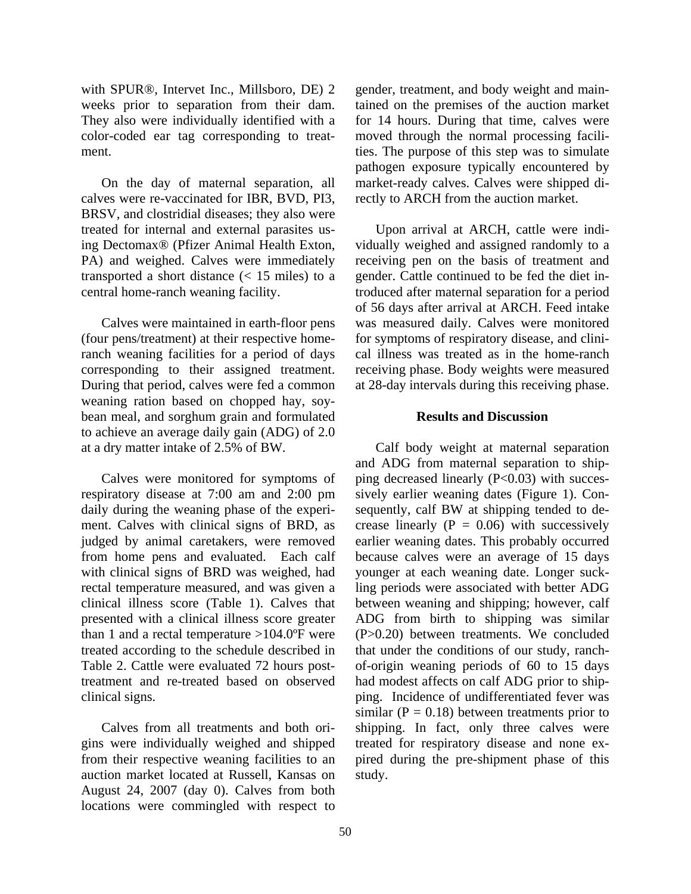with SPUR®, Intervet Inc., Millsboro, DE) 2 weeks prior to separation from their dam. They also were individually identified with a color-coded ear tag corresponding to treatment.

On the day of maternal separation, all calves were re-vaccinated for IBR, BVD, PI3, BRSV, and clostridial diseases; they also were treated for internal and external parasites using Dectomax® (Pfizer Animal Health Exton, PA) and weighed. Calves were immediately transported a short distance (< 15 miles) to a central home-ranch weaning facility.

Calves were maintained in earth-floor pens (four pens/treatment) at their respective home-ranch weaning facilities for a period of days corresponding to their assigned treatment. During that period, calves were fed a common weaning ration based on chopped hay, soybean meal, and sorghum grain and formulated to achieve an average daily gain (ADG) of 2.0 at a dry matter intake of 2.5% of BW.

Calves were monitored for symptoms of respiratory disease at 7:00 am and 2:00 pm daily during the weaning phase of the experiment. Calves with clinical signs of BRD, as judged by animal caretakers, were removed from home pens and evaluated. Each calf with clinical signs of BRD was weighed, had rectal temperature measured, and was given a clinical illness score (Table 1). Calves that presented with a clinical illness score greater than 1 and a rectal temperature >104.0ºF were treated according to the schedule described in Table 2. Cattle were evaluated 72 hours post-treatment and re-treated based on observed clinical signs.

Calves from all treatments and both origins were individually weighed and shipped from their respective weaning facilities to an auction market located at Russell, Kansas on August 24, 2007 (day 0). Calves from both locations were commingled with respect to gender, treatment, and body weight and maintained on the premises of the auction market for 14 hours. During that time, calves were moved through the normal processing facilities. The purpose of this step was to simulate pathogen exposure typically encountered by market-ready calves. Calves were shipped directly to ARCH from the auction market.

Upon arrival at ARCH, cattle were individually weighed and assigned randomly to a receiving pen on the basis of treatment and gender. Cattle continued to be fed the diet introduced after maternal separation for a period of 56 days after arrival at ARCH. Feed intake was measured daily. Calves were monitored for symptoms of respiratory disease, and clinical illness was treated as in the home-ranch receiving phase. Body weights were measured at 28-day intervals during this receiving phase.

## Results and Discussion

Calf body weight at maternal separation and ADG from maternal separation to shipping decreased linearly ($P<0.03$) with successively earlier weaning dates (Figure 1). Consequently, calf BW at shipping tended to decrease linearly ($P = 0.06$) with successively earlier weaning dates. This probably occurred because calves were an average of 15 days younger at each weaning date. Longer suckling periods were associated with better ADG between weaning and shipping; however, calf ADG from birth to shipping was similar ($P>0.20$) between treatments. We concluded that under the conditions of our study, ranch-of-origin weaning periods of 60 to 15 days had modest affects on calf ADG prior to shipping. Incidence of undifferentiated fever was similar ($P = 0.18$) between treatments prior to shipping. In fact, only three calves were treated for respiratory disease and none expired during the pre-shipment phase of this study.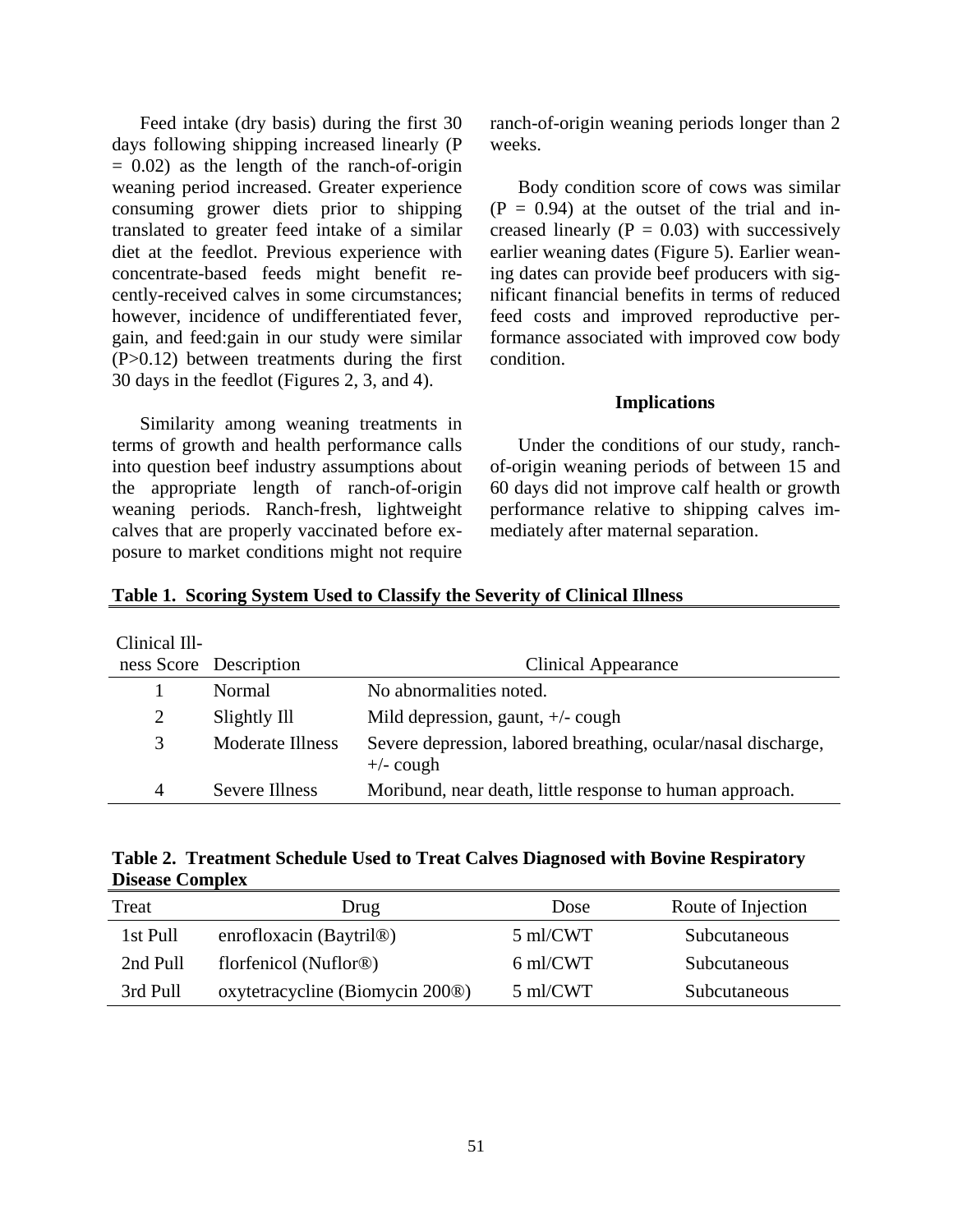Feed intake (dry basis) during the first 30 days following shipping increased linearly ($P = 0.02$) as the length of the ranch-of-origin weaning period increased. Greater experience consuming grower diets prior to shipping translated to greater feed intake of a similar diet at the feedlot. Previous experience with concentrate-based feeds might benefit recently-received calves in some circumstances; however, incidence of undifferentiated fever, gain, and feed:gain in our study were similar ($P>0.12$) between treatments during the first 30 days in the feedlot (Figures 2, 3, and 4).

Similarity among weaning treatments in terms of growth and health performance calls into question beef industry assumptions about the appropriate length of ranch-of-origin weaning periods. Ranch-fresh, lightweight calves that are properly vaccinated before exposure to market conditions might not require ranch-of-origin weaning periods longer than 2 weeks.

Body condition score of cows was similar ($P = 0.94$) at the outset of the trial and increased linearly ($P = 0.03$) with successively earlier weaning dates (Figure 5). Earlier weaning dates can provide beef producers with significant financial benefits in terms of reduced feed costs and improved reproductive performance associated with improved cow body condition.

## Implications

Under the conditions of our study, ranch-of-origin weaning periods of between 15 and 60 days did not improve calf health or growth performance relative to shipping calves immediately after maternal separation.

**Table 1. Scoring System Used to Classify the Severity of Clinical Illness**

| Clinical Illness Score | Description | Clinical Appearance |
|---|---|---|
| 1 | Normal | No abnormalities noted. |
| 2 | Slightly Ill | Mild depression, gaunt, +/- cough |
| 3 | Moderate Illness | Severe depression, labored breathing, ocular/nasal discharge, +/- cough |
| 4 | Severe Illness | Moribund, near death, little response to human approach. |

**Table 2. Treatment Schedule Used to Treat Calves Diagnosed with Bovine Respiratory Disease Complex**

| Treat | Drug | Dose | Route of Injection |
|---|---|---|---|
| 1st Pull | enrofloxacin (Baytril®) | 5 ml/CWT | Subcutaneous |
| 2nd Pull | florfenicol (Nuflor®) | 6 ml/CWT | Subcutaneous |
| 3rd Pull | oxytetracycline (Biomycin 200®) | 5 ml/CWT | Subcutaneous |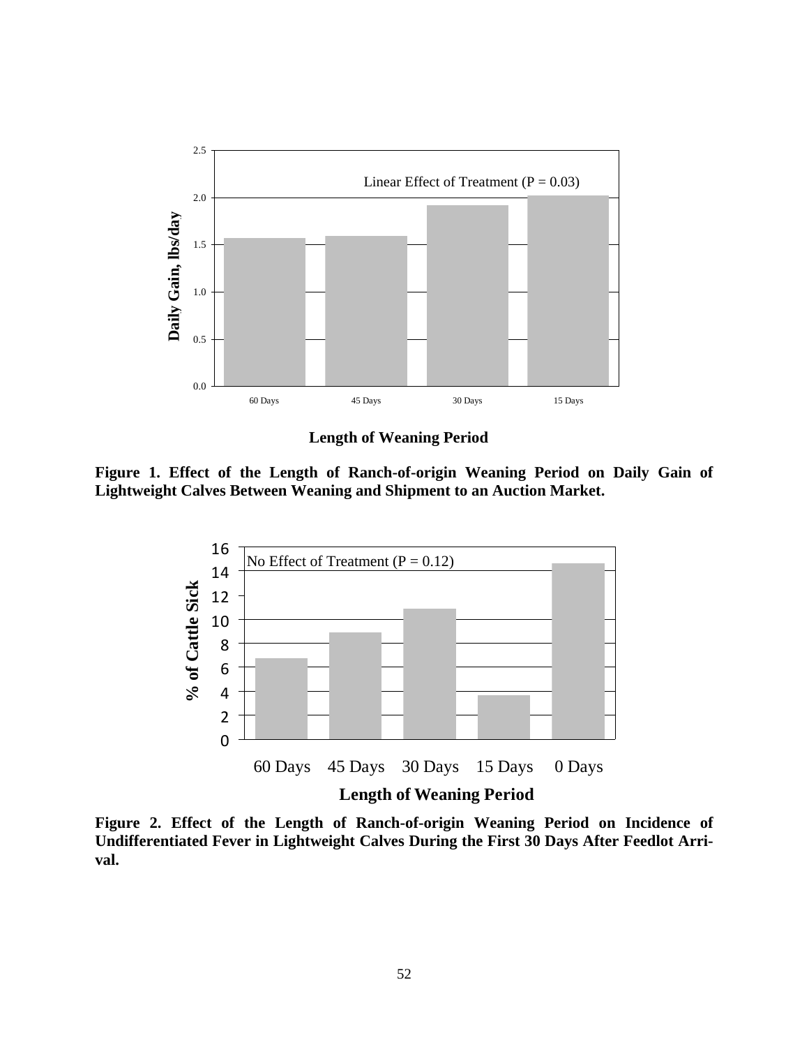**Figure 1. Effect of the Length of Ranch-of-origin Weaning Period on Daily Gain of Lightweight Calves Between Weaning and Shipment to an Auction Market.**

**Figure 2. Effect of the Length of Ranch-of-origin Weaning Period on Incidence of Undifferentiated Fever in Lightweight Calves During the First 30 Days After Feedlot Arrival.**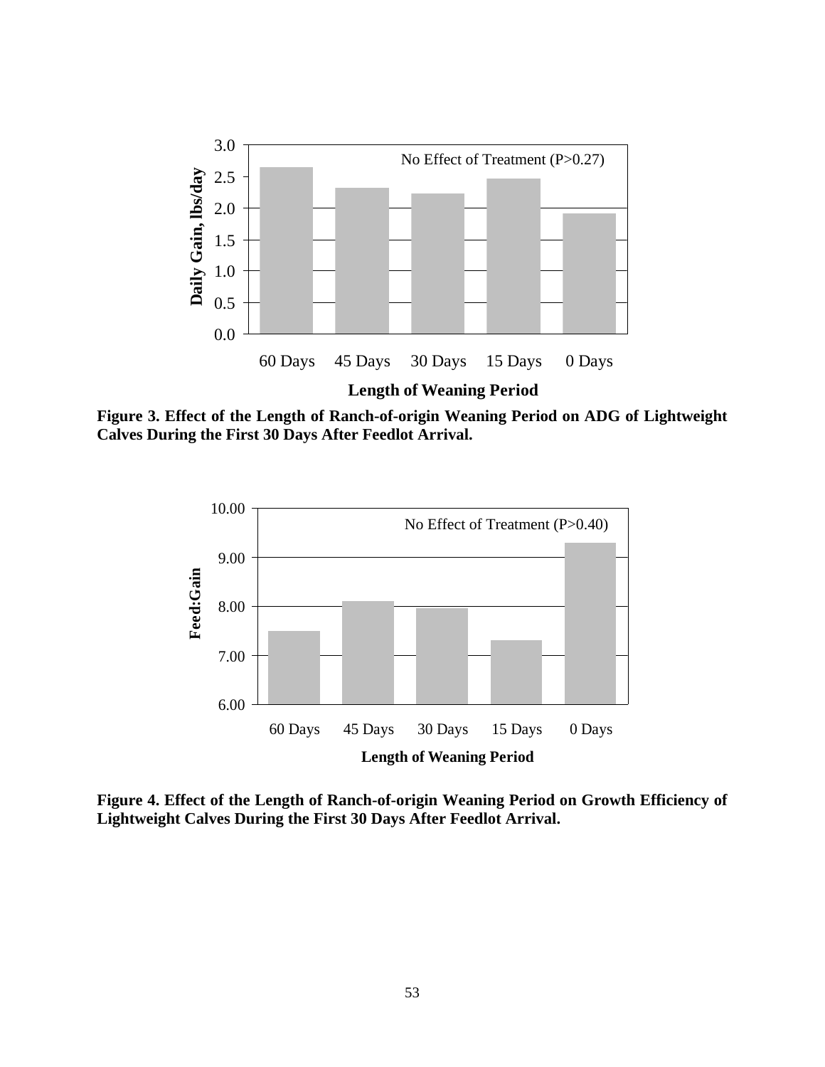**Figure 3. Effect of the Length of Ranch-of-origin Weaning Period on ADG of Lightweight Calves During the First 30 Days After Feedlot Arrival.**

**Figure 4. Effect of the Length of Ranch-of-origin Weaning Period on Growth Efficiency of Lightweight Calves During the First 30 Days After Feedlot Arrival.**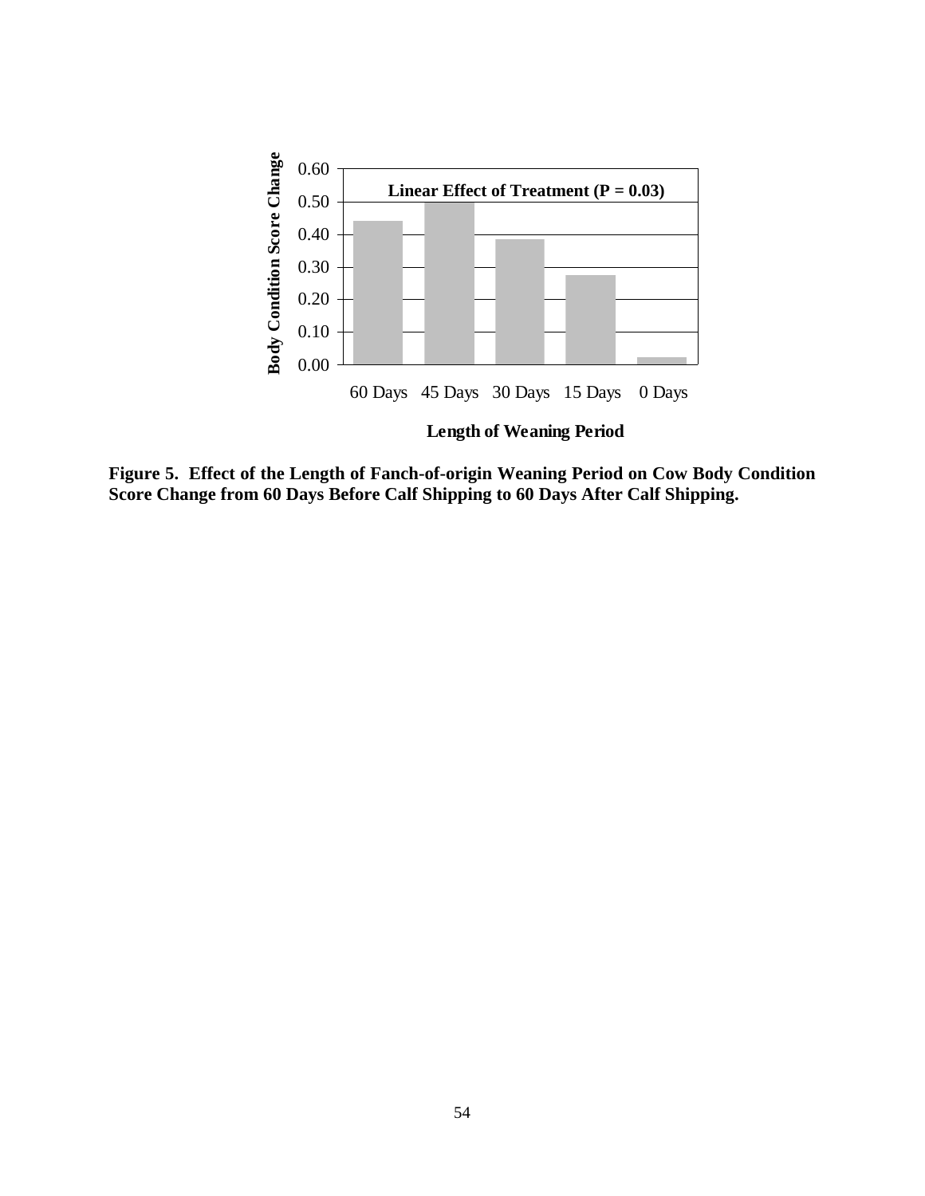Body Condition Score Change

0.60
0.50
0.40
0.30
0.20
0.10
0.00

Linear Effect of Treatment (P = 0.03)

60 Days 45 Days 30 Days 15 Days 0 Days

Length of Weaning Period

**Figure 5. Effect of the Length of Fanch-of-origin Weaning Period on Cow Body Condition Score Change from 60 Days Before Calf Shipping to 60 Days After Calf Shipping.**